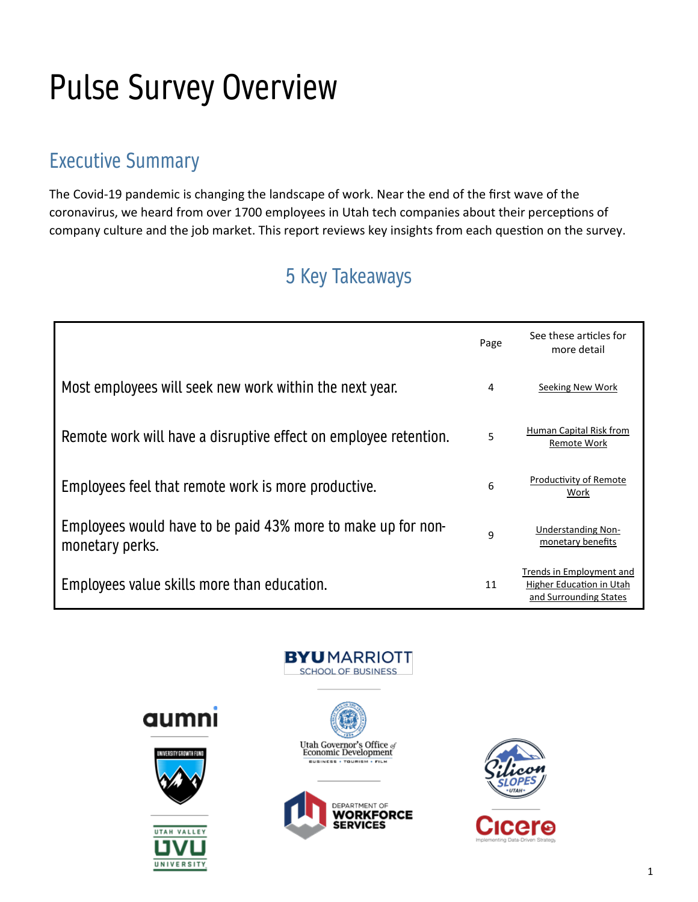# Pulse Survey Overview

## Executive Summary

The Covid-19 pandemic is changing the landscape of work. Near the end of the first wave of the coronavirus, we heard from over 1700 employees in Utah tech companies about their perceptions of company culture and the job market. This report reviews key insights from each question on the survey.

### 5 Key Takeaways

| | Page | See these articles for more detail |
|---|---|---|
| Most employees will seek new work within the next year. | 4 | Seeking New Work |
| Remote work will have a disruptive effect on employee retention. | 5 | Human Capital Risk from Remote Work |
| Employees feel that remote work is more productive. | 6 | Productivity of Remote Work |
| Employees would have to be paid 43% more to make up for non-monetary perks. | 9 | Understanding Non-monetary benefits |
| Employees value skills more than education. | 11 | Trends in Employment and Higher Education in Utah and Surrounding States |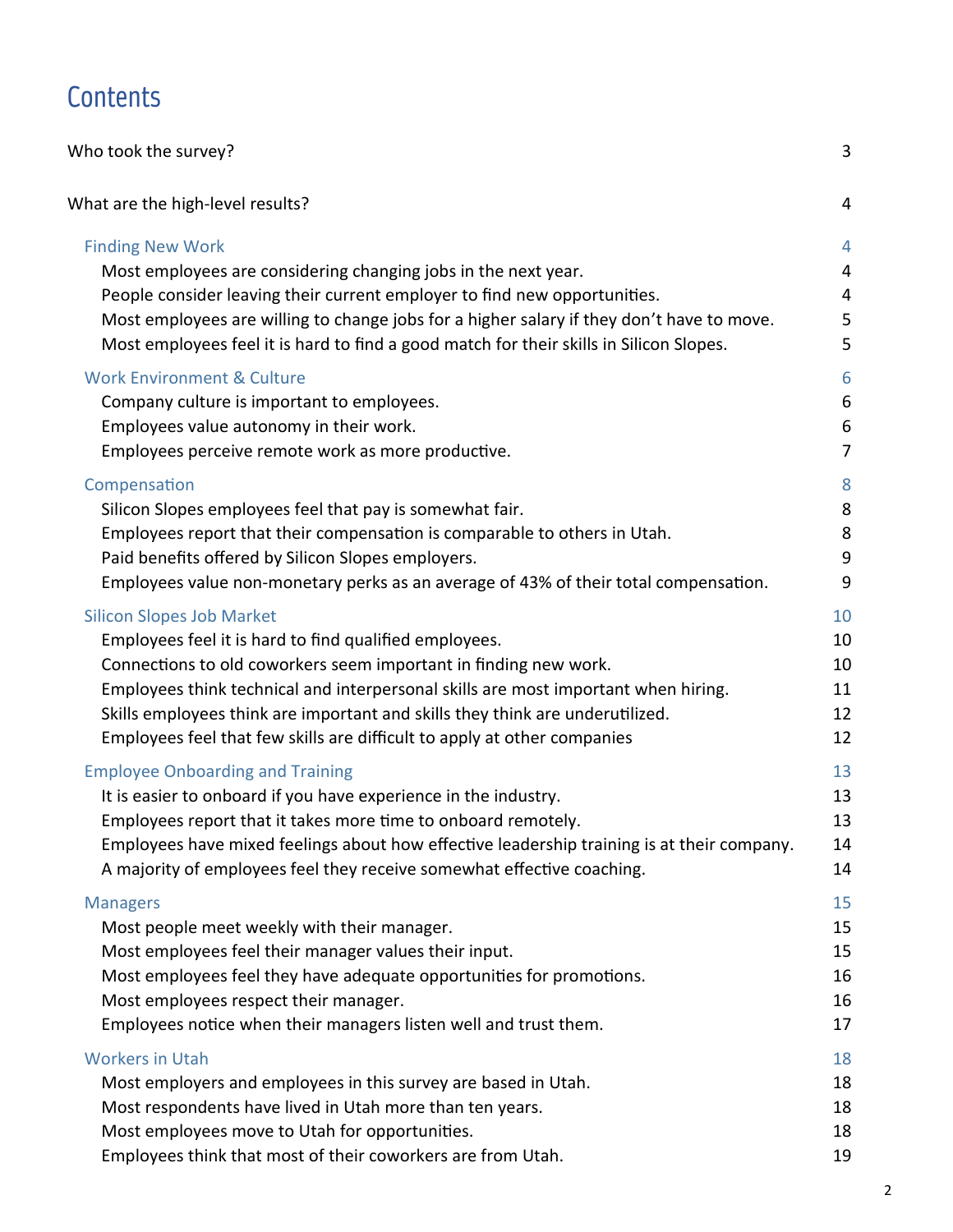# Contents

Who took the survey? 3

What are the high-level results? 4

- Finding New Work 4
  - Most employees are considering changing jobs in the next year. 4
  - People consider leaving their current employer to find new opportunities. 4
  - Most employees are willing to change jobs for a higher salary if they don't have to move. 5
  - Most employees feel it is hard to find a good match for their skills in Silicon Slopes. 5
- Work Environment & Culture 6
  - Company culture is important to employees. 6
  - Employees value autonomy in their work. 6
  - Employees perceive remote work as more productive. 7
- Compensation 8
  - Silicon Slopes employees feel that pay is somewhat fair. 8
  - Employees report that their compensation is comparable to others in Utah. 8
  - Paid benefits offered by Silicon Slopes employers. 9
  - Employees value non-monetary perks as an average of 43% of their total compensation. 9
- Silicon Slopes Job Market 10
  - Employees feel it is hard to find qualified employees. 10
  - Connections to old coworkers seem important in finding new work. 10
  - Employees think technical and interpersonal skills are most important when hiring. 11
  - Skills employees think are important and skills they think are underutilized. 12
  - Employees feel that few skills are difficult to apply at other companies 12
- Employee Onboarding and Training 13
  - It is easier to onboard if you have experience in the industry. 13
  - Employees report that it takes more time to onboard remotely. 13
  - Employees have mixed feelings about how effective leadership training is at their company. 14
  - A majority of employees feel they receive somewhat effective coaching. 14
- Managers 15
  - Most people meet weekly with their manager. 15
  - Most employees feel their manager values their input. 15
  - Most employees feel they have adequate opportunities for promotions. 16
  - Most employees respect their manager. 16
  - Employees notice when their managers listen well and trust them. 17
- Workers in Utah 18
  - Most employers and employees in this survey are based in Utah. 18
  - Most respondents have lived in Utah more than ten years. 18
  - Most employees move to Utah for opportunities. 18
  - Employees think that most of their coworkers are from Utah. 19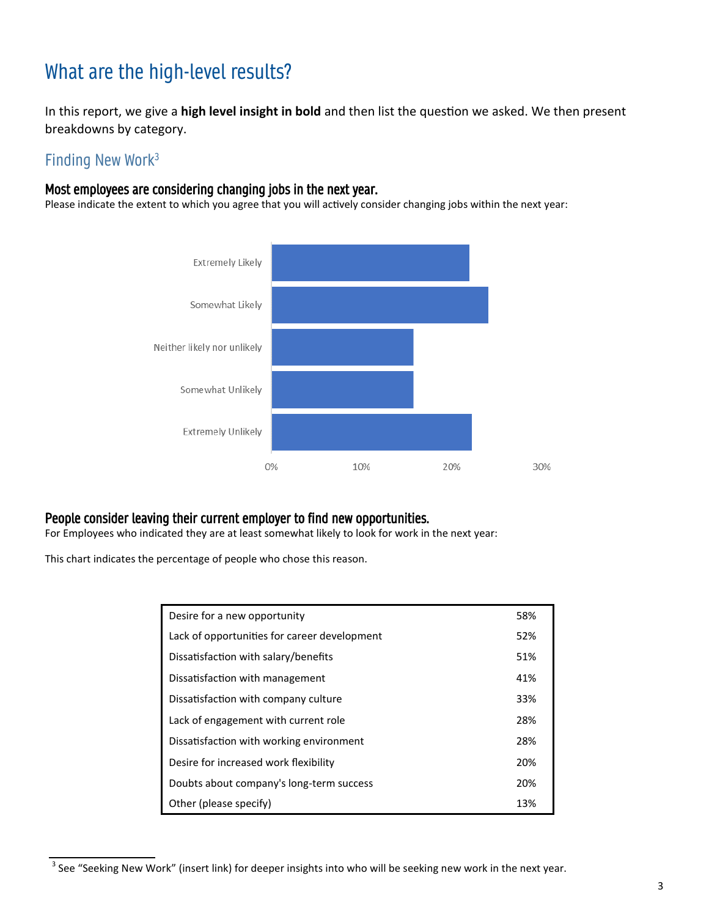# What are the high-level results?

In this report, we give a **high level insight in bold** and then list the question we asked. We then present breakdowns by category.

## Finding New Work[3]

### Most employees are considering changing jobs in the next year.

Please indicate the extent to which you agree that you will actively consider changing jobs within the next year:

Extremely Likely
Somewhat Likely
Neither likely nor unlikely
Somewhat Unlikely
Extremely Unlikely
0%
10%
20%
30%

### People consider leaving their current employer to find new opportunities.

For Employees who indicated they are at least somewhat likely to look for work in the next year:

This chart indicates the percentage of people who chose this reason.

| | |
|---|---|
| Desire for a new opportunity | 58% |
| Lack of opportunities for career development | 52% |
| Dissatisfaction with salary/benefits | 51% |
| Dissatisfaction with management | 41% |
| Dissatisfaction with company culture | 33% |
| Lack of engagement with current role | 28% |
| Dissatisfaction with working environment | 28% |
| Desire for increased work flexibility | 20% |
| Doubts about company's long-term success | 20% |
| Other (please specify) | 13% |

[3] See "Seeking New Work" (insert link) for deeper insights into who will be seeking new work in the next year.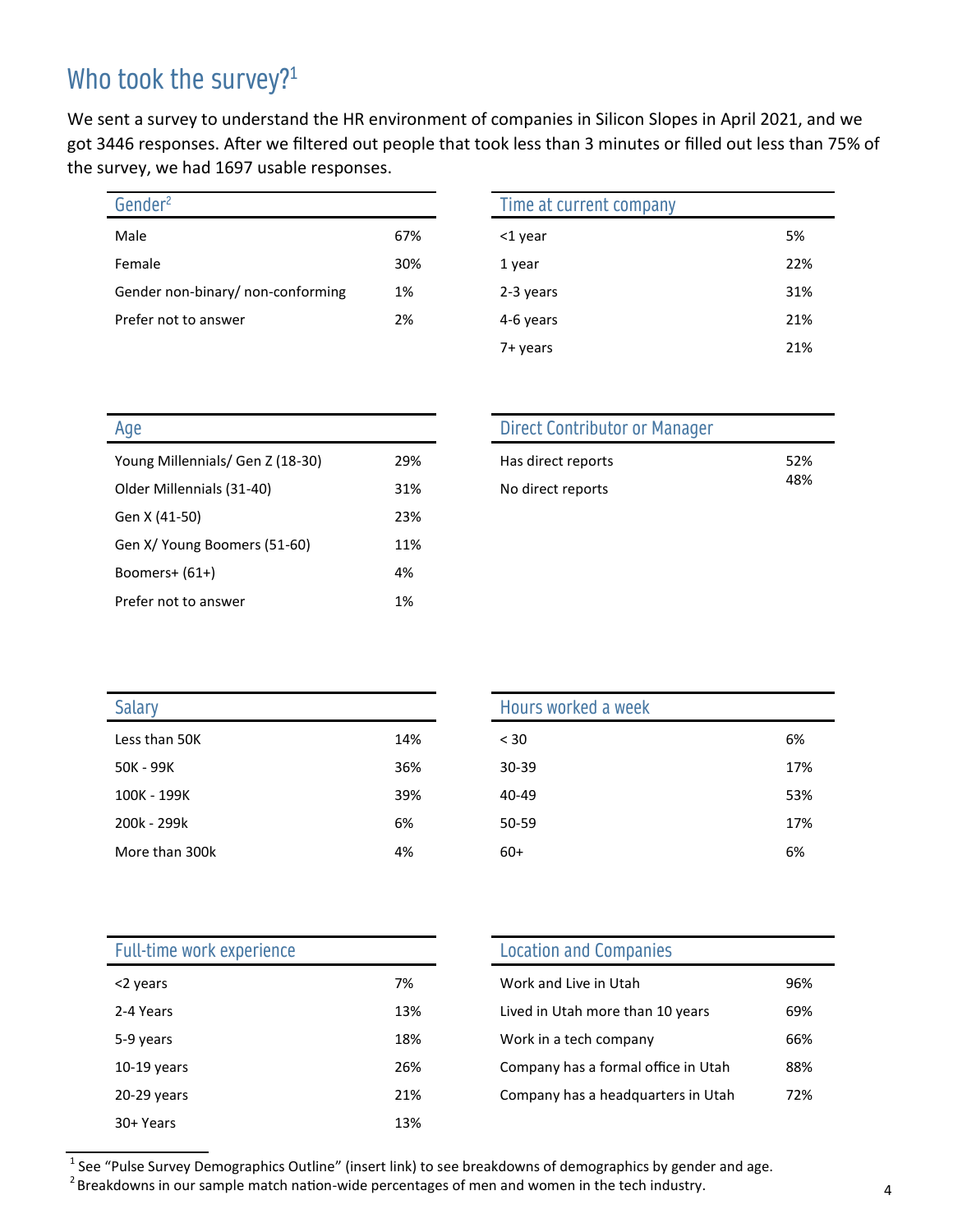# Who took the survey?[1]

We sent a survey to understand the HR environment of companies in Silicon Slopes in April 2021, and we got 3446 responses. After we filtered out people that took less than 3 minutes or filled out less than 75% of the survey, we had 1697 usable responses.

| Gender[2] | |
|---|---|
| Male | 67% |
| Female | 30% |
| Gender non-binary/ non-conforming | 1% |
| Prefer not to answer | 2% |

| Time at current company | |
|---|---|
| <1 year | 5% |
| 1 year | 22% |
| 2-3 years | 31% |
| 4-6 years | 21% |
| 7+ years | 21% |

| Age | |
|---|---|
| Young Millennials/ Gen Z (18-30) | 29% |
| Older Millennials (31-40) | 31% |
| Gen X (41-50) | 23% |
| Gen X/ Young Boomers (51-60) | 11% |
| Boomers+ (61+) | 4% |
| Prefer not to answer | 1% |

| Direct Contributor or Manager | |
|---|---|
| Has direct reports | 52% |
| No direct reports | 48% |

| Salary | |
|---|---|
| Less than 50K | 14% |
| 50K - 99K | 36% |
| 100K - 199K | 39% |
| 200k - 299k | 6% |
| More than 300k | 4% |

| Hours worked a week | |
|---|---|
| < 30 | 6% |
| 30-39 | 17% |
| 40-49 | 53% |
| 50-59 | 17% |
| 60+ | 6% |

| Full-time work experience | |
|---|---|
| <2 years | 7% |
| 2-4 Years | 13% |
| 5-9 years | 18% |
| 10-19 years | 26% |
| 20-29 years | 21% |
| 30+ Years | 13% |

| Location and Companies | |
|---|---|
| Work and Live in Utah | 96% |
| Lived in Utah more than 10 years | 69% |
| Work in a tech company | 66% |
| Company has a formal office in Utah | 88% |
| Company has a headquarters in Utah | 72% |

[1] See "Pulse Survey Demographics Outline" (insert link) to see breakdowns of demographics by gender and age.

[2] Breakdowns in our sample match nation-wide percentages of men and women in the tech industry.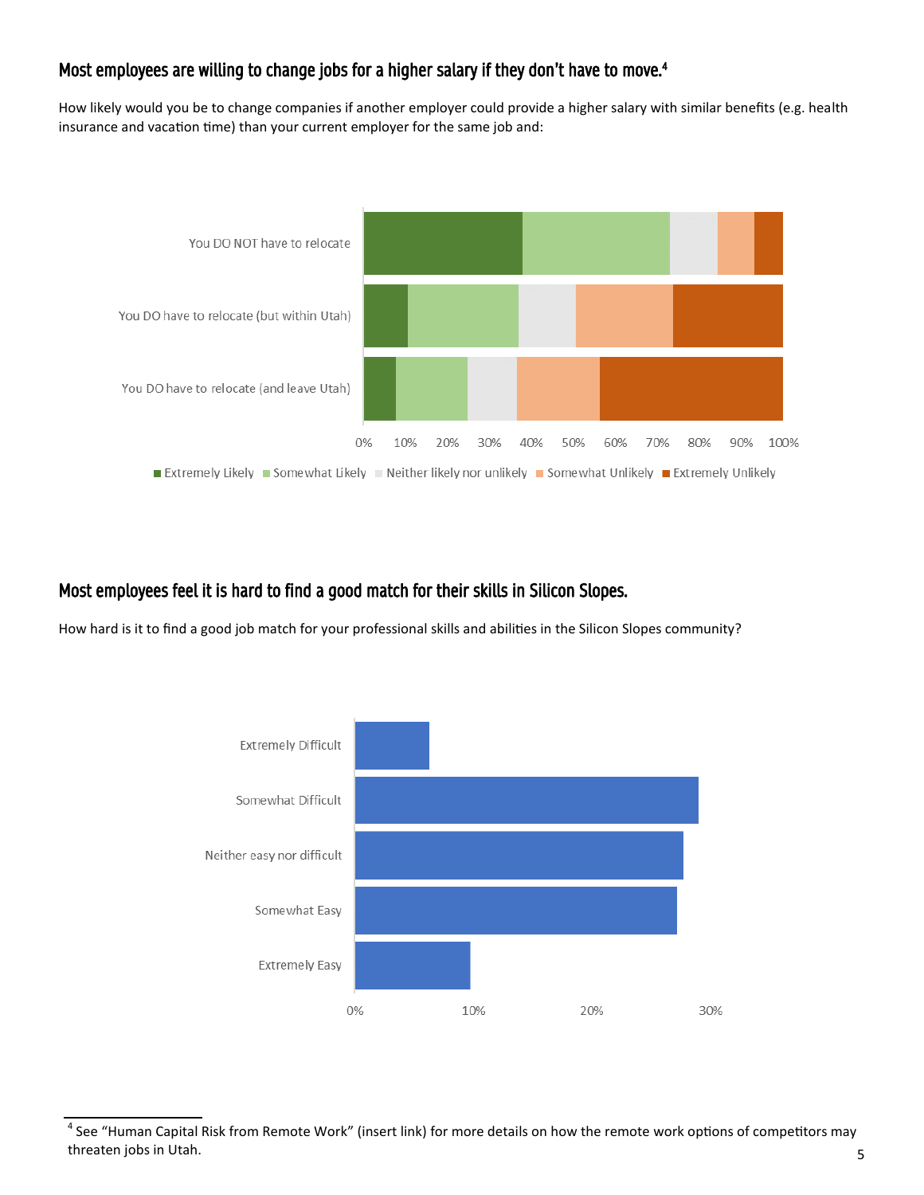## Most employees are willing to change jobs for a higher salary if they don't have to move.[4]

How likely would you be to change companies if another employer could provide a higher salary with similar benefits (e.g. health insurance and vacation time) than your current employer for the same job and:

You DO NOT have to relocate

You DO have to relocate (but within Utah)

You DO have to relocate (and leave Utah)

0% 10% 20% 30% 40% 50% 60% 70% 80% 90% 100%

Extremely Likely, Somewhat Likely, Neither likely nor unlikely, Somewhat Unlikely, Extremely Unlikely

## Most employees feel it is hard to find a good match for their skills in Silicon Slopes.

How hard is it to find a good job match for your professional skills and abilities in the Silicon Slopes community?

Extremely Difficult

Somewhat Difficult

Neither easy nor difficult

Somewhat Easy

Extremely Easy

0% 10% 20% 30%

[4] See "Human Capital Risk from Remote Work" (insert link) for more details on how the remote work options of competitors may threaten jobs in Utah.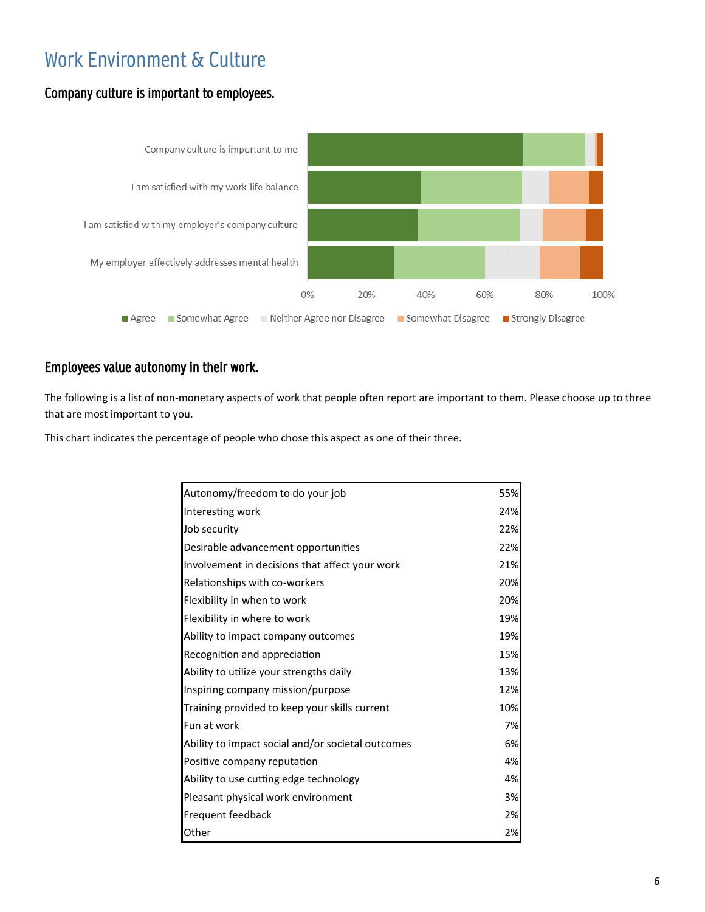# Work Environment & Culture

## Company culture is important to employees.

Company culture is important to me

I am satisfied with my work-life balance

I am satisfied with my employer's company culture

My employer effectively addresses mental health

0% 20% 40% 60% 80% 100%

Agree Somewhat Agree Neither Agree nor Disagree Somewhat Disagree Strongly Disagree

## Employees value autonomy in their work.

The following is a list of non-monetary aspects of work that people often report are important to them. Please choose up to three that are most important to you.

This chart indicates the percentage of people who chose this aspect as one of their three.

| | |
|---|---|
| Autonomy/freedom to do your job | 55% |
| Interesting work | 24% |
| Job security | 22% |
| Desirable advancement opportunities | 22% |
| Involvement in decisions that affect your work | 21% |
| Relationships with co-workers | 20% |
| Flexibility in when to work | 20% |
| Flexibility in where to work | 19% |
| Ability to impact company outcomes | 19% |
| Recognition and appreciation | 15% |
| Ability to utilize your strengths daily | 13% |
| Inspiring company mission/purpose | 12% |
| Training provided to keep your skills current | 10% |
| Fun at work | 7% |
| Ability to impact social and/or societal outcomes | 6% |
| Positive company reputation | 4% |
| Ability to use cutting edge technology | 4% |
| Pleasant physical work environment | 3% |
| Frequent feedback | 2% |
| Other | 2% |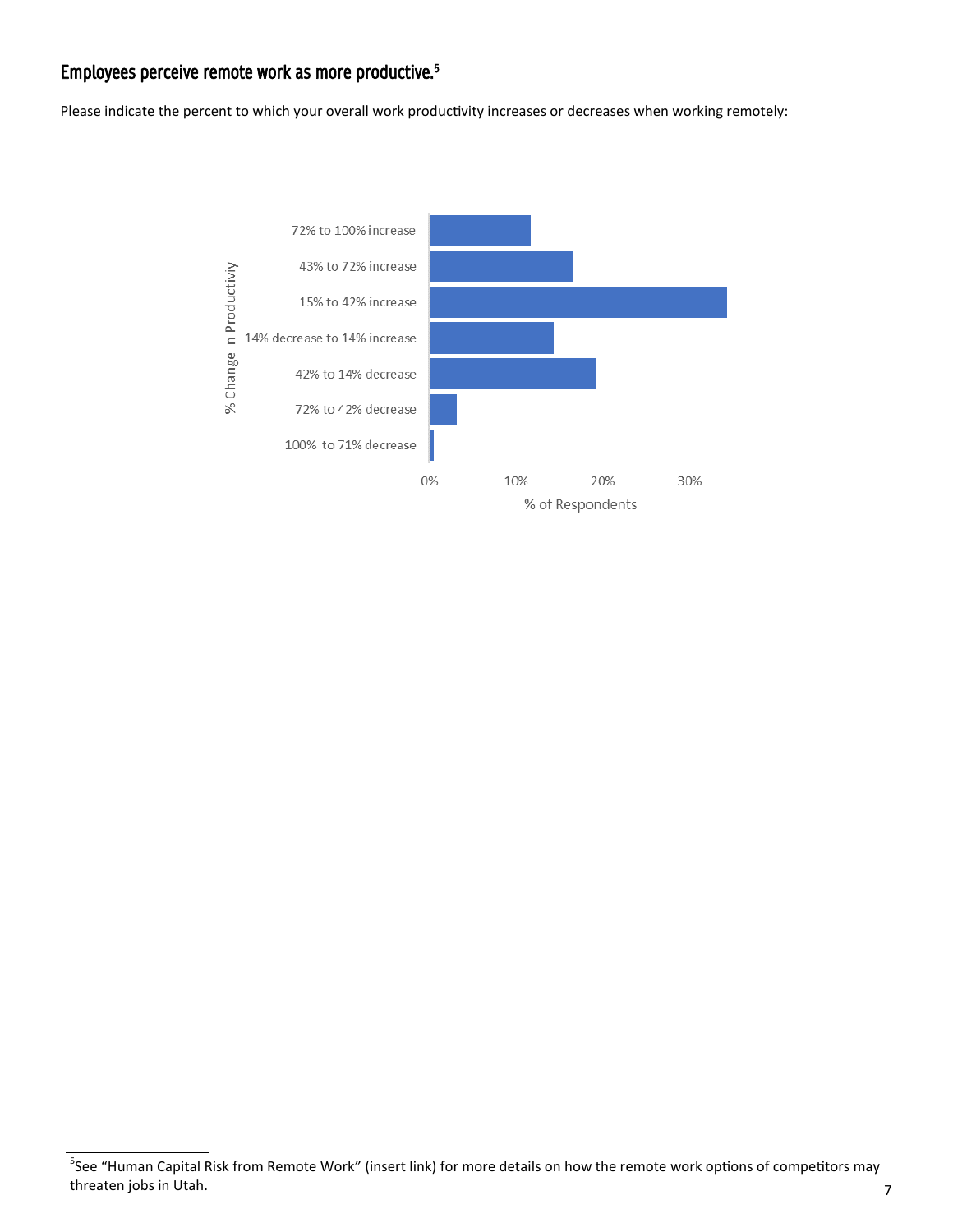## Employees perceive remote work as more productive.[5]

Please indicate the percent to which your overall work productivity increases or decreases when working remotely:

% Change in Productiviy

72% to 100% increase

43% to 72% increase

15% to 42% increase

14% decrease to 14% increase

42% to 14% decrease

72% to 42% decrease

100% to 71% decrease

0%
10%
20%
30%

% of Respondents

[5] See "Human Capital Risk from Remote Work" (insert link) for more details on how the remote work options of competitors may threaten jobs in Utah.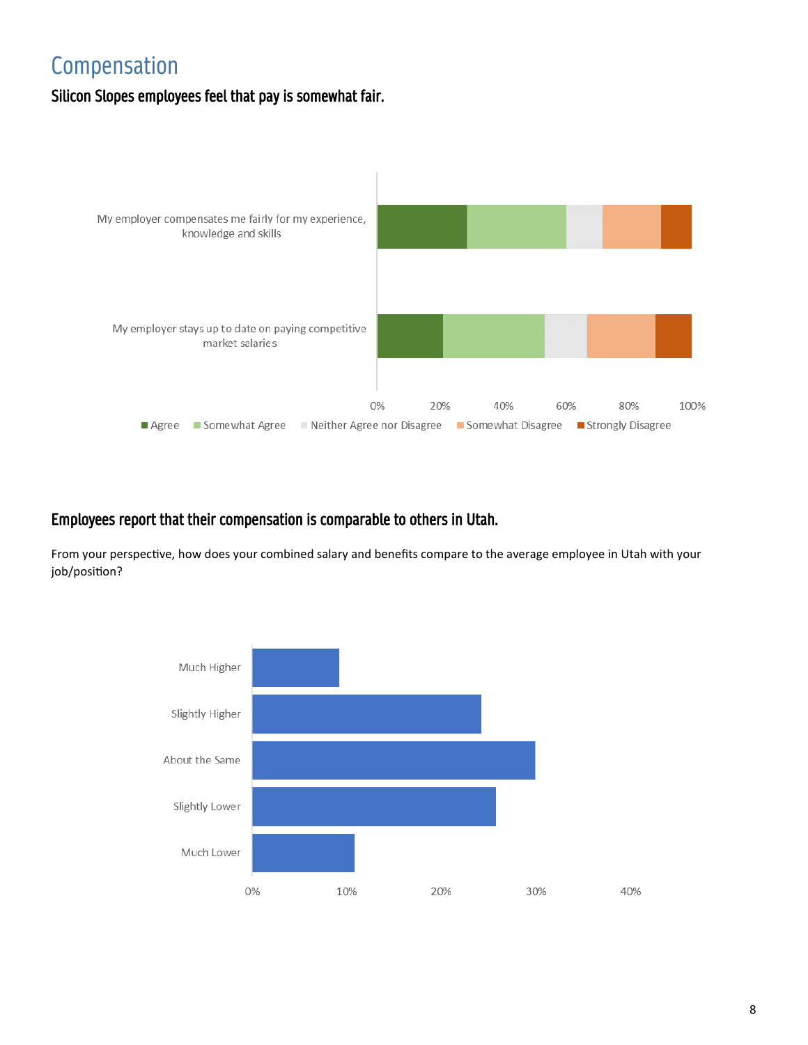# Compensation

### Silicon Slopes employees feel that pay is somewhat fair.

My employer compensates me fairly for my experience, knowledge and skills

My employer stays up to date on paying competitive market salaries

0% 20% 40% 60% 80% 100%

Agree · Somewhat Agree · Neither Agree nor Disagree · Somewhat Disagree · Strongly Disagree

### Employees report that their compensation is comparable to others in Utah.

From your perspective, how does your combined salary and benefits compare to the average employee in Utah with your job/position?

Much Higher

Slightly Higher

About the Same

Slightly Lower

Much Lower

0% 10% 20% 30% 40%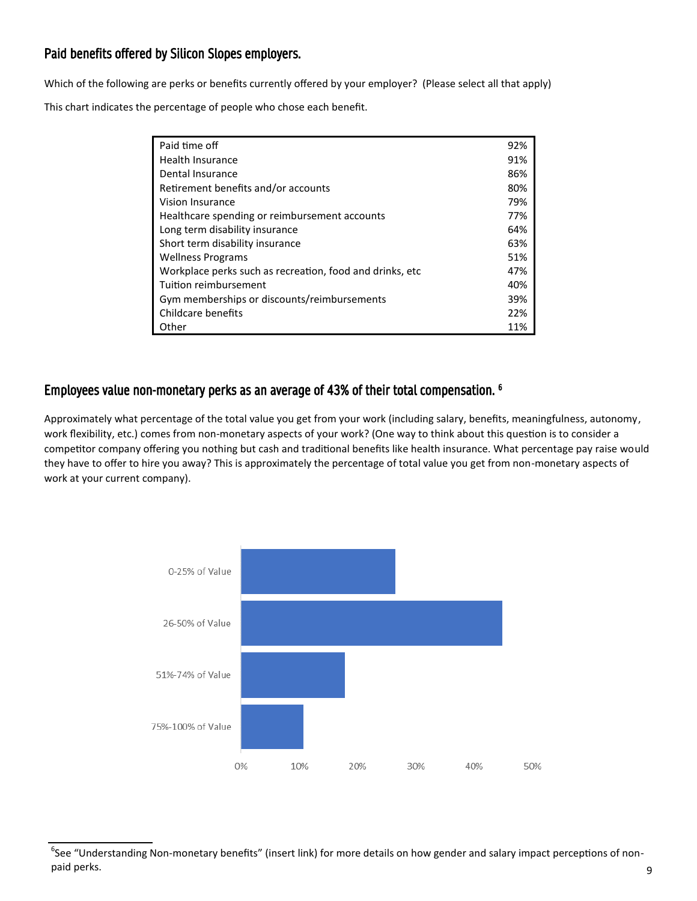## Paid benefits offered by Silicon Slopes employers.

Which of the following are perks or benefits currently offered by your employer? (Please select all that apply)

This chart indicates the percentage of people who chose each benefit.

| | |
|---|---|
| Paid time off | 92% |
| Health Insurance | 91% |
| Dental Insurance | 86% |
| Retirement benefits and/or accounts | 80% |
| Vision Insurance | 79% |
| Healthcare spending or reimbursement accounts | 77% |
| Long term disability insurance | 64% |
| Short term disability insurance | 63% |
| Wellness Programs | 51% |
| Workplace perks such as recreation, food and drinks, etc | 47% |
| Tuition reimbursement | 40% |
| Gym memberships or discounts/reimbursements | 39% |
| Childcare benefits | 22% |
| Other | 11% |

## Employees value non-monetary perks as an average of 43% of their total compensation. [6]

Approximately what percentage of the total value you get from your work (including salary, benefits, meaningfulness, autonomy, work flexibility, etc.) comes from non-monetary aspects of your work? (One way to think about this question is to consider a competitor company offering you nothing but cash and traditional benefits like health insurance. What percentage pay raise would they have to offer to hire you away? This is approximately the percentage of total value you get from non-monetary aspects of work at your current company).

0-25% of Value
26-50% of Value
51%-74% of Value
75%-100% of Value

0% 10% 20% 30% 40% 50%

[6] See "Understanding Non-monetary benefits" (insert link) for more details on how gender and salary impact perceptions of non-paid perks.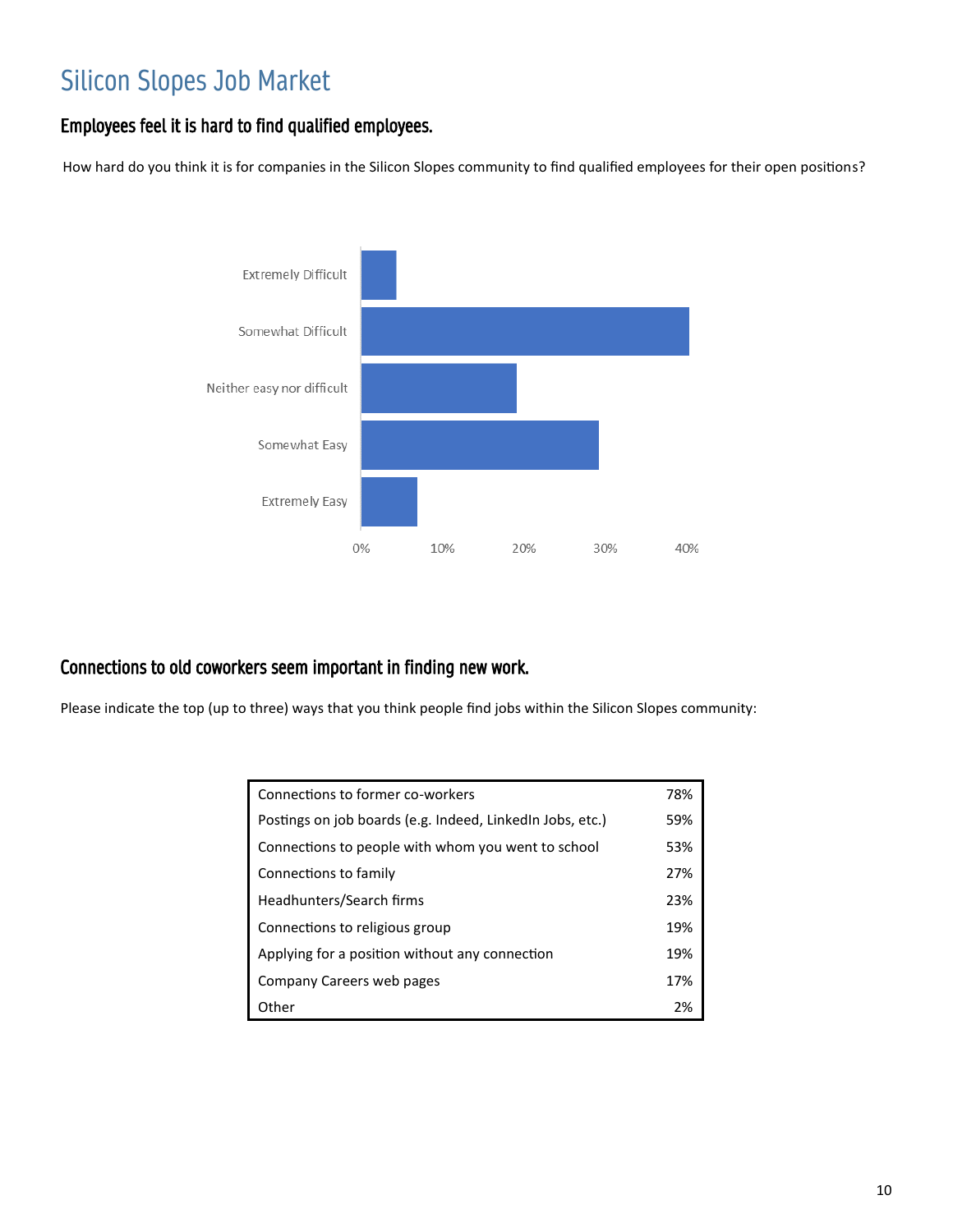# Silicon Slopes Job Market

## Employees feel it is hard to find qualified employees.

How hard do you think it is for companies in the Silicon Slopes community to find qualified employees for their open positions?

Extremely Difficult
Somewhat Difficult
Neither easy nor difficult
Somewhat Easy
Extremely Easy

0%
10%
20%
30%
40%

## Connections to old coworkers seem important in finding new work.

Please indicate the top (up to three) ways that you think people find jobs within the Silicon Slopes community:

| | |
|---|---|
| Connections to former co-workers | 78% |
| Postings on job boards (e.g. Indeed, LinkedIn Jobs, etc.) | 59% |
| Connections to people with whom you went to school | 53% |
| Connections to family | 27% |
| Headhunters/Search firms | 23% |
| Connections to religious group | 19% |
| Applying for a position without any connection | 19% |
| Company Careers web pages | 17% |
| Other | 2% |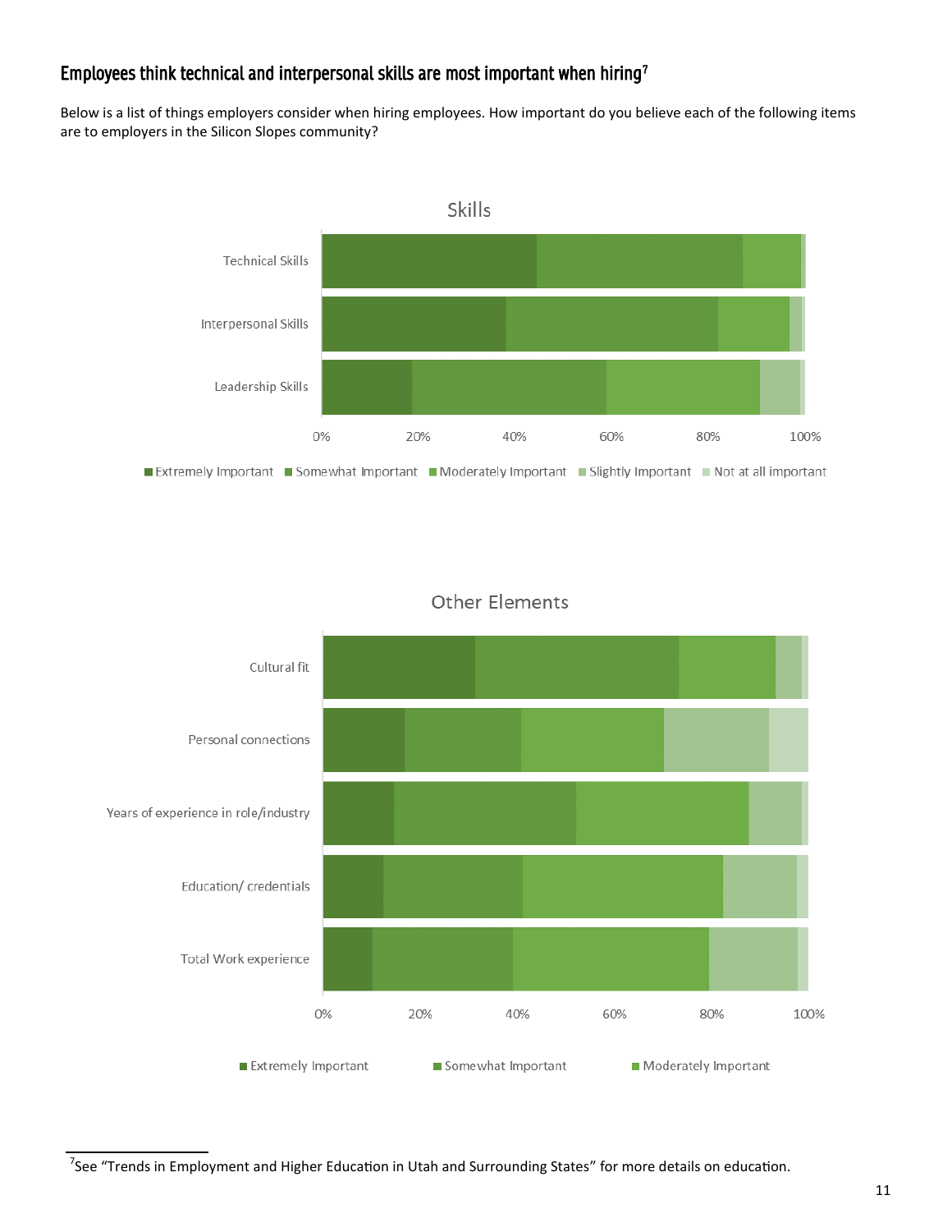### Employees think technical and interpersonal skills are most important when hiring[7]

Below is a list of things employers consider when hiring employees. How important do you believe each of the following items are to employers in the Silicon Slopes community?

Skills

Technical Skills
Interpersonal Skills
Leadership Skills

0% 20% 40% 60% 80% 100%

■ Extremely Important ■ Somewhat Important ■ Moderately Important ■ Slightly Important ■ Not at all important

Other Elements

Cultural fit
Personal connections
Years of experience in role/industry
Education/ credentials
Total Work experience

0% 20% 40% 60% 80% 100%

■ Extremely Important ■ Somewhat Important ■ Moderately Important

[7] See "Trends in Employment and Higher Education in Utah and Surrounding States" for more details on education.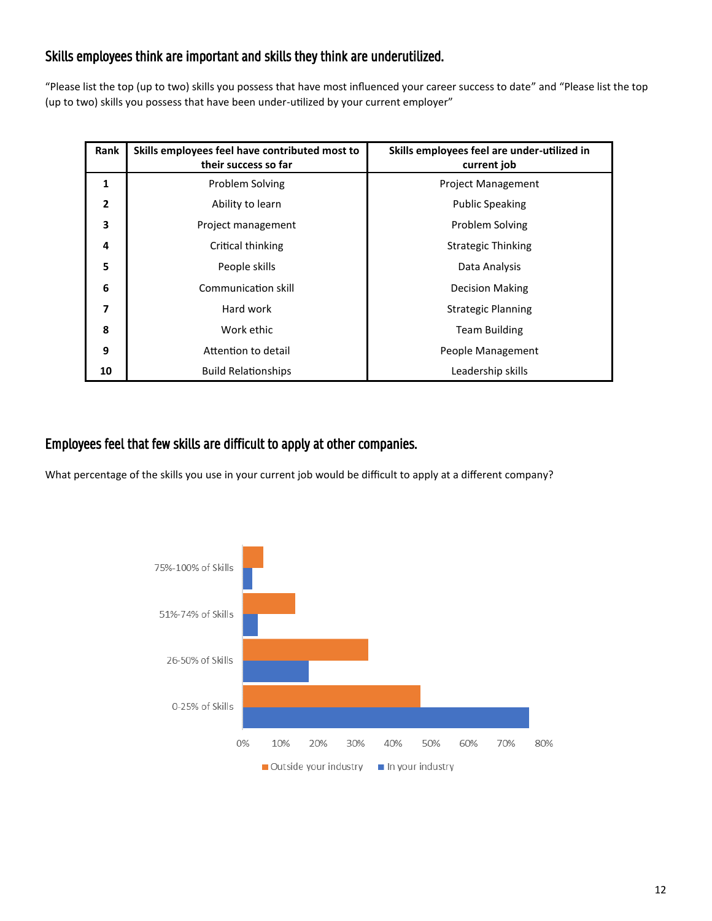## Skills employees think are important and skills they think are underutilized.

"Please list the top (up to two) skills you possess that have most influenced your career success to date" and "Please list the top (up to two) skills you possess that have been under-utilized by your current employer"

| Rank | Skills employees feel have contributed most to their success so far | Skills employees feel are under-utilized in current job |
|---|---|---|
| 1 | Problem Solving | Project Management |
| 2 | Ability to learn | Public Speaking |
| 3 | Project management | Problem Solving |
| 4 | Critical thinking | Strategic Thinking |
| 5 | People skills | Data Analysis |
| 6 | Communication skill | Decision Making |
| 7 | Hard work | Strategic Planning |
| 8 | Work ethic | Team Building |
| 9 | Attention to detail | People Management |
| 10 | Build Relationships | Leadership skills |

## Employees feel that few skills are difficult to apply at other companies.

What percentage of the skills you use in your current job would be difficult to apply at a different company?

75%-100% of Skills
51%-74% of Skills
26-50% of Skills
0-25% of Skills

0% 10% 20% 30% 40% 50% 60% 70% 80%

Outside your industry
In your industry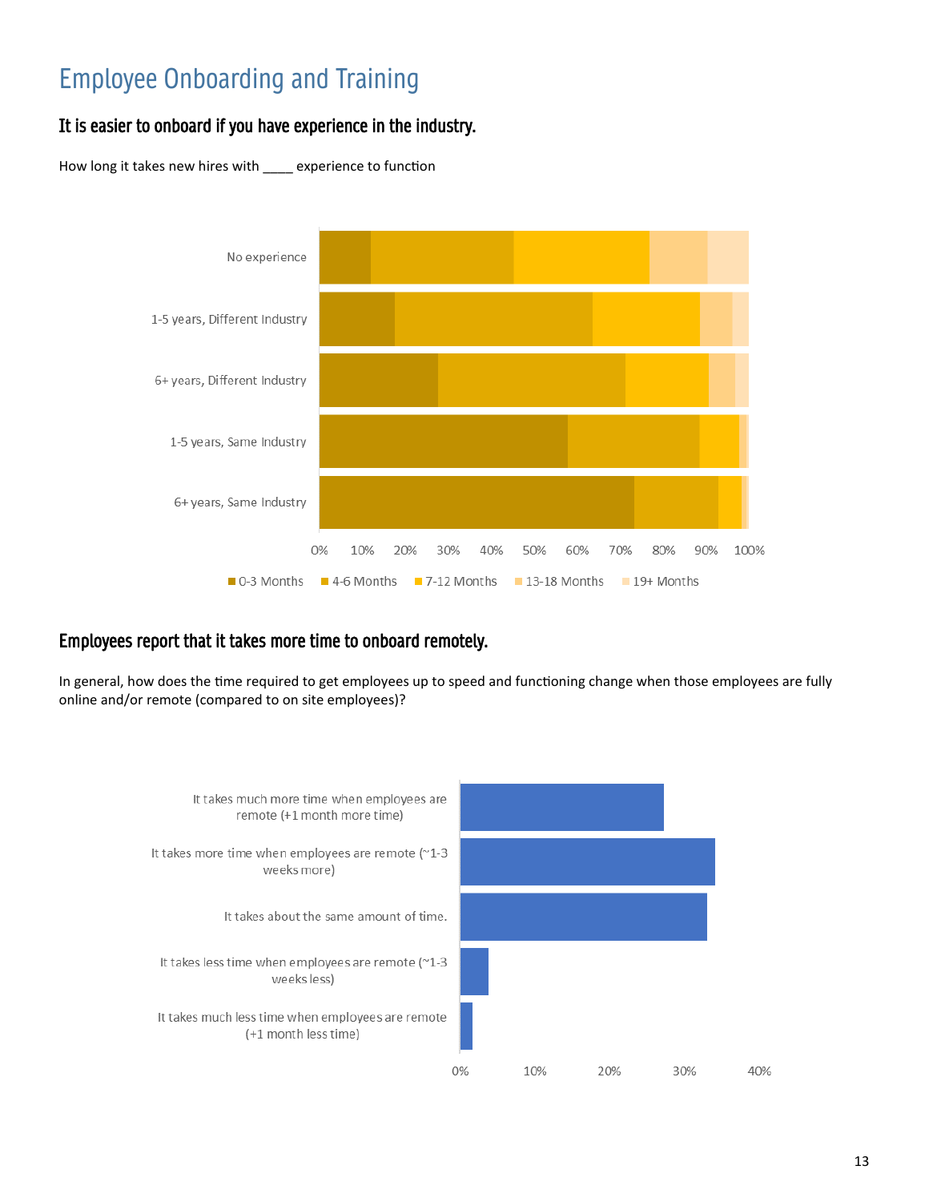# Employee Onboarding and Training

## It is easier to onboard if you have experience in the industry.

How long it takes new hires with ____ experience to function

No experience
1-5 years, Different Industry
6+ years, Different Industry
1-5 years, Same Industry
6+ years, Same Industry

0% 10% 20% 30% 40% 50% 60% 70% 80% 90% 100%

0-3 Months 4-6 Months 7-12 Months 13-18 Months 19+ Months

## Employees report that it takes more time to onboard remotely.

In general, how does the time required to get employees up to speed and functioning change when those employees are fully online and/or remote (compared to on site employees)?

It takes much more time when employees are remote (+1 month more time)
It takes more time when employees are remote (~1-3 weeks more)
It takes about the same amount of time.
It takes less time when employees are remote (~1-3 weeks less)
It takes much less time when employees are remote (+1 month less time)

0% 10% 20% 30% 40%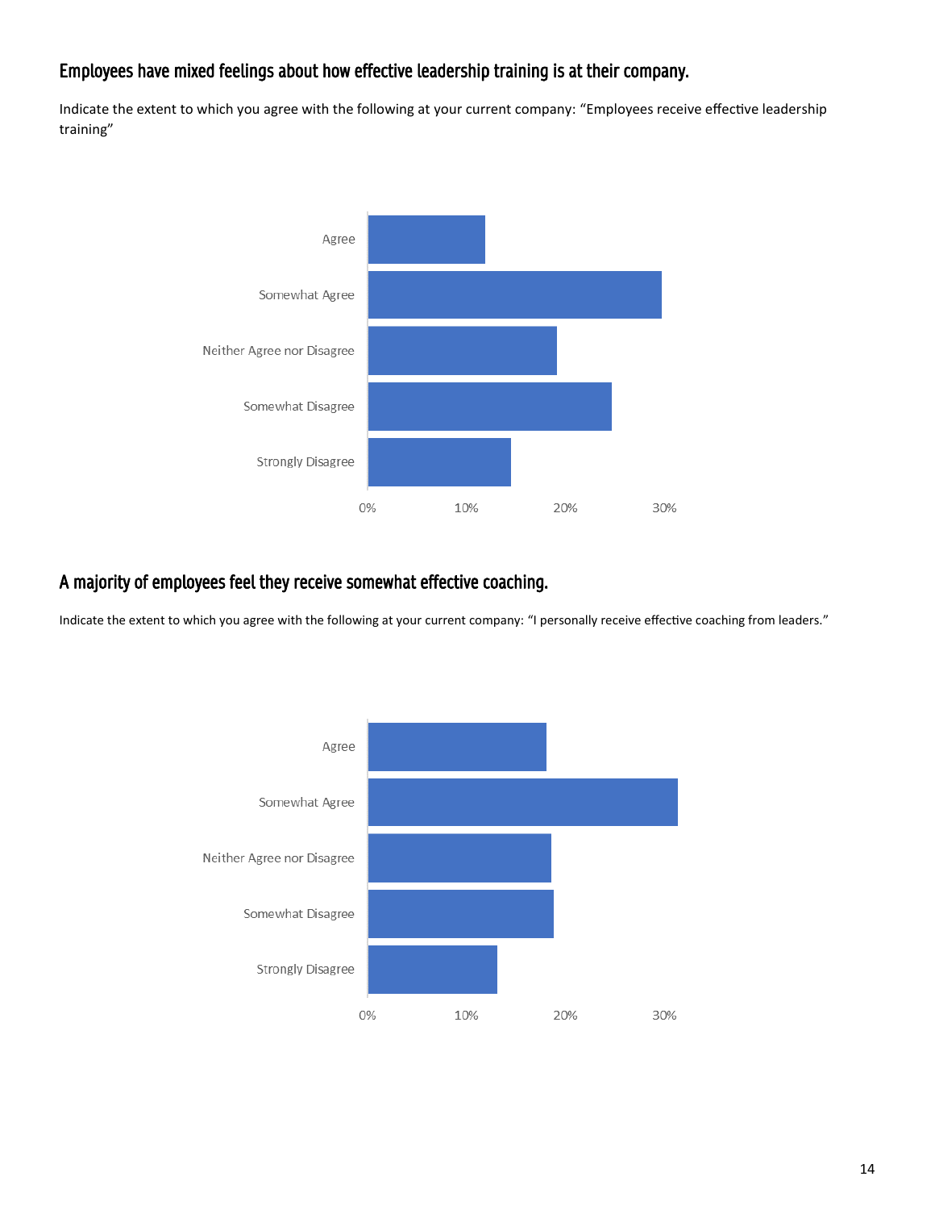## Employees have mixed feelings about how effective leadership training is at their company.

Indicate the extent to which you agree with the following at your current company: "Employees receive effective leadership training"

Agree
Somewhat Agree
Neither Agree nor Disagree
Somewhat Disagree
Strongly Disagree
0%
10%
20%
30%

## A majority of employees feel they receive somewhat effective coaching.

Indicate the extent to which you agree with the following at your current company: "I personally receive effective coaching from leaders."

Agree
Somewhat Agree
Neither Agree nor Disagree
Somewhat Disagree
Strongly Disagree
0%
10%
20%
30%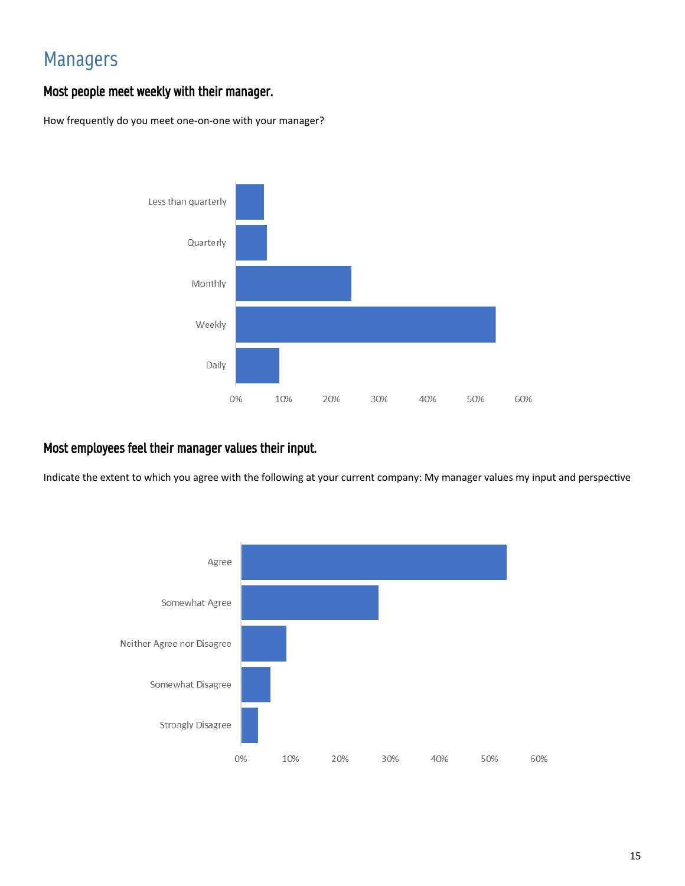# Managers

## Most people meet weekly with their manager.

How frequently do you meet one-on-one with your manager?

Less than quarterly
Quarterly
Monthly
Weekly
Daily

0% 10% 20% 30% 40% 50% 60%

## Most employees feel their manager values their input.

Indicate the extent to which you agree with the following at your current company: My manager values my input and perspective

Agree
Somewhat Agree
Neither Agree nor Disagree
Somewhat Disagree
Strongly Disagree

0% 10% 20% 30% 40% 50% 60%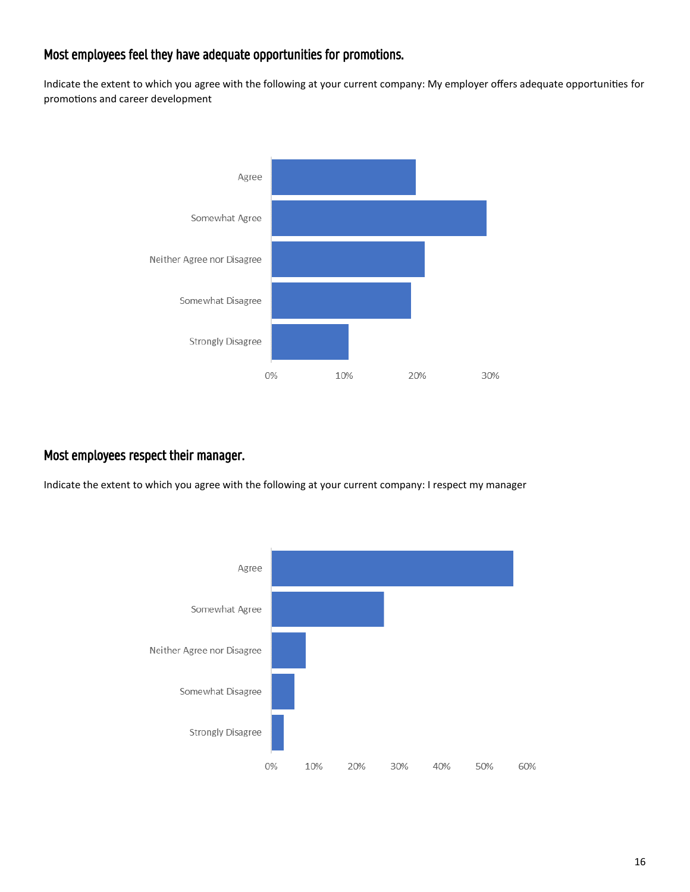## Most employees feel they have adequate opportunities for promotions.

Indicate the extent to which you agree with the following at your current company: My employer offers adequate opportunities for promotions and career development

Agree
Somewhat Agree
Neither Agree nor Disagree
Somewhat Disagree
Strongly Disagree

0% 10% 20% 30%

## Most employees respect their manager.

Indicate the extent to which you agree with the following at your current company: I respect my manager

Agree
Somewhat Agree
Neither Agree nor Disagree
Somewhat Disagree
Strongly Disagree

0% 10% 20% 30% 40% 50% 60%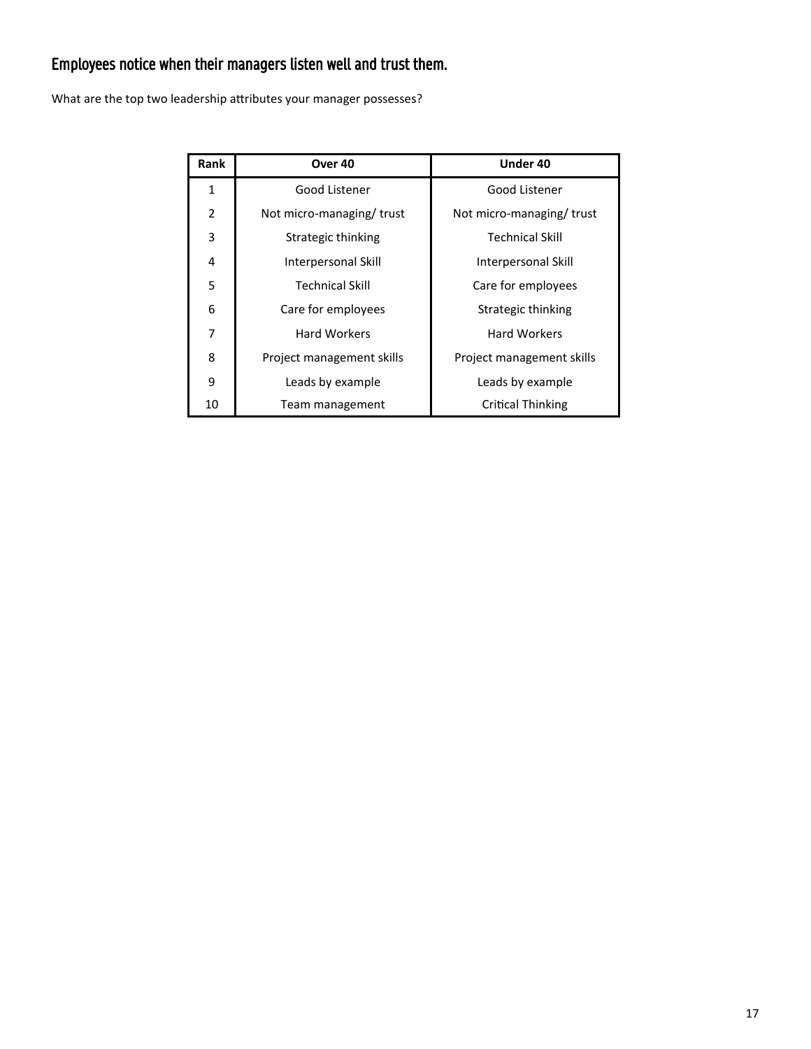## Employees notice when their managers listen well and trust them.

What are the top two leadership attributes your manager possesses?

| Rank | Over 40 | Under 40 |
|---|---|---|
| 1 | Good Listener | Good Listener |
| 2 | Not micro-managing/ trust | Not micro-managing/ trust |
| 3 | Strategic thinking | Technical Skill |
| 4 | Interpersonal Skill | Interpersonal Skill |
| 5 | Technical Skill | Care for employees |
| 6 | Care for employees | Strategic thinking |
| 7 | Hard Workers | Hard Workers |
| 8 | Project management skills | Project management skills |
| 9 | Leads by example | Leads by example |
| 10 | Team management | Critical Thinking |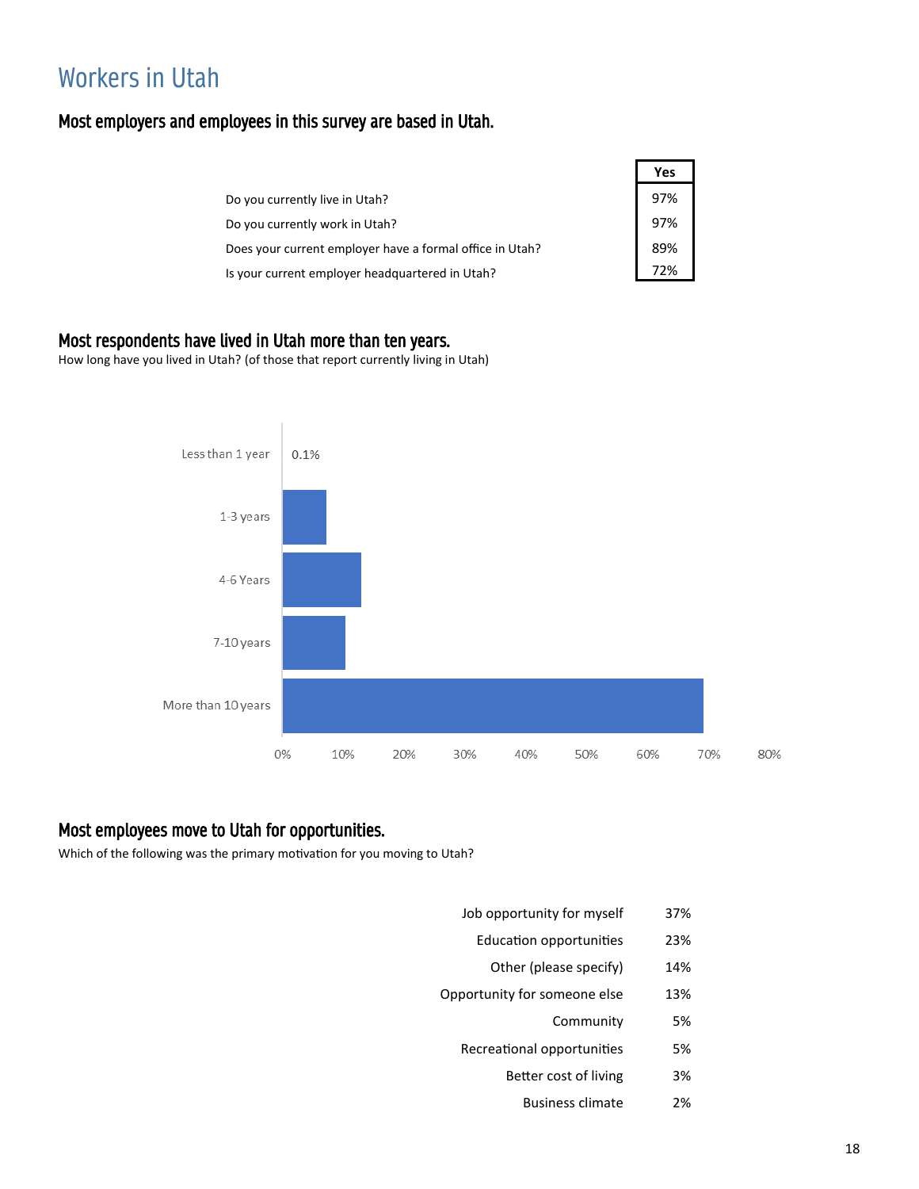# Workers in Utah

## Most employers and employees in this survey are based in Utah.

| | Yes |
|---|---|
| Do you currently live in Utah? | 97% |
| Do you currently work in Utah? | 97% |
| Does your current employer have a formal office in Utah? | 89% |
| Is your current employer headquartered in Utah? | 72% |

## Most respondents have lived in Utah more than ten years.

How long have you lived in Utah? (of those that report currently living in Utah)

Less than 1 year
0.1%
1-3 years
4-6 Years
7-10 years
More than 10 years

0% 10% 20% 30% 40% 50% 60% 70% 80%

## Most employees move to Utah for opportunities.

Which of the following was the primary motivation for you moving to Utah?

| | |
|---|---|
| Job opportunity for myself | 37% |
| Education opportunities | 23% |
| Other (please specify) | 14% |
| Opportunity for someone else | 13% |
| Community | 5% |
| Recreational opportunities | 5% |
| Better cost of living | 3% |
| Business climate | 2% |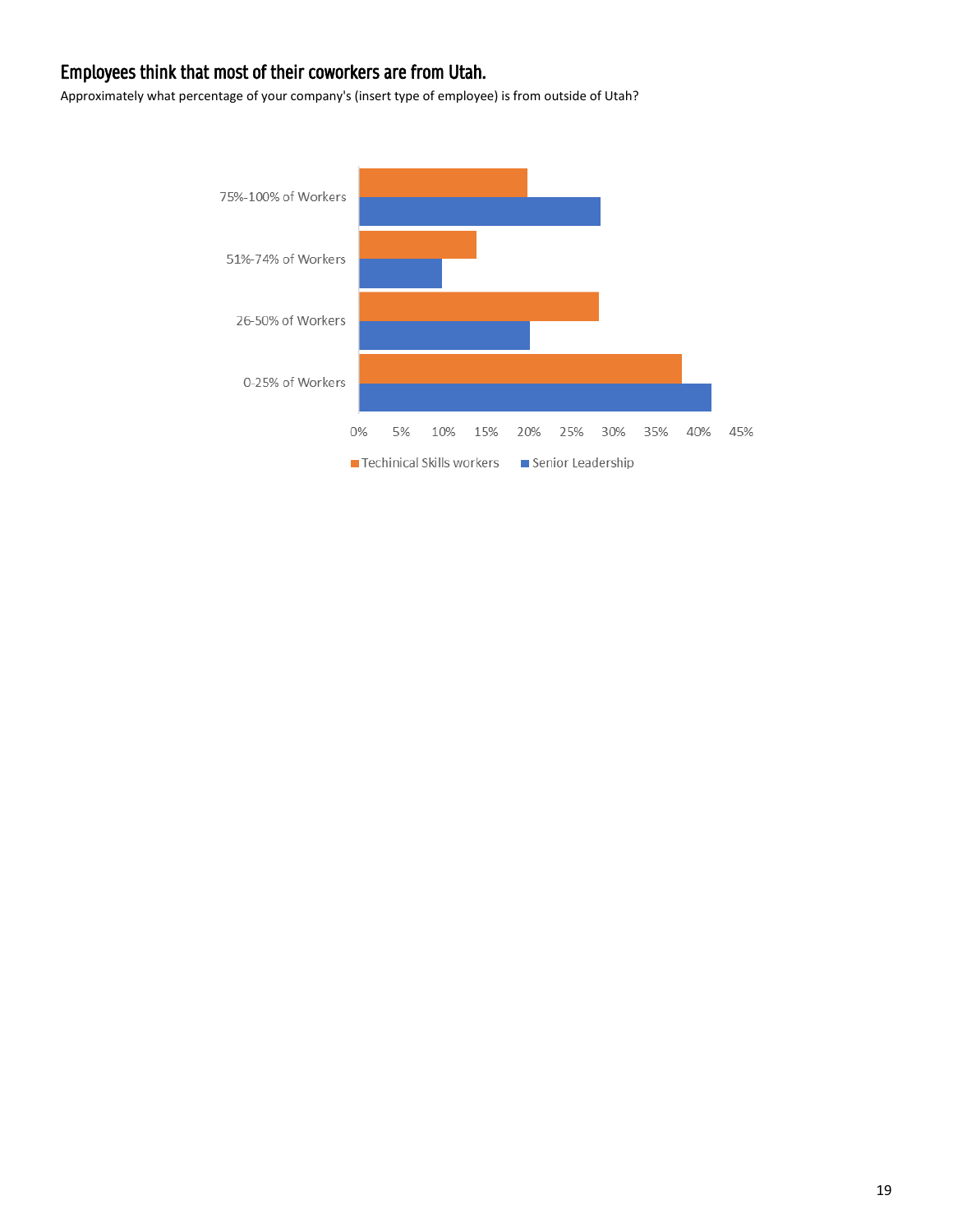## Employees think that most of their coworkers are from Utah.

Approximately what percentage of your company's (insert type of employee) is from outside of Utah?

75%-100% of Workers

51%-74% of Workers

26-50% of Workers

0-25% of Workers

0% 5% 10% 15% 20% 25% 30% 35% 40% 45%

Techinical Skills workers Senior Leadership